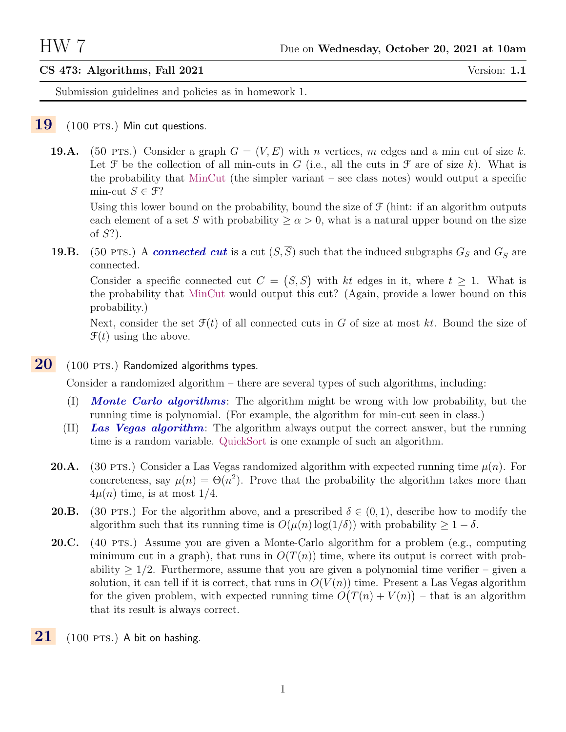# HW 7

Due on **Wednesday, October 20, 2021 at 10am**

**CS 473: Algorithms, Fall 2021** Version: **1.1**

Submission guidelines and policies as in homework 1.

## 19 (100 PTS.) Min cut questions.

**19.A.** (50 PTS.) Consider a graph $G = (V, E)$ with $n$ vertices, $m$ edges and a min cut of size $k$. Let $\mathcal{F}$ be the collection of all min-cuts in $G$ (i.e., all the cuts in $\mathcal{F}$ are of size $k$). What is the probability that MinCut (the simpler variant – see class notes) would output a specific min-cut $S \in \mathcal{F}$?

Using this lower bound on the probability, bound the size of $\mathcal{F}$ (hint: if an algorithm outputs each element of a set $S$ with probability $\geq \alpha > 0$, what is a natural upper bound on the size of $S$?).

**19.B.** (50 PTS.) A ***connected cut*** is a cut $(S, \overline{S})$ such that the induced subgraphs $G_S$ and $G_{\overline{S}}$ are connected.

Consider a specific connected cut $C = \left(S, \overline{S}\right)$ with $kt$ edges in it, where $t \geq 1$. What is the probability that MinCut would output this cut? (Again, provide a lower bound on this probability.)

Next, consider the set $\mathcal{F}(t)$ of all connected cuts in $G$ of size at most $kt$. Bound the size of $\mathcal{F}(t)$ using the above.

## 20 (100 PTS.) Randomized algorithms types.

Consider a randomized algorithm – there are several types of such algorithms, including:

(I) ***Monte Carlo algorithms***: The algorithm might be wrong with low probability, but the running time is polynomial. (For example, the algorithm for min-cut seen in class.)

(II) ***Las Vegas algorithm***: The algorithm always output the correct answer, but the running time is a random variable. QuickSort is one example of such an algorithm.

**20.A.** (30 PTS.) Consider a Las Vegas randomized algorithm with expected running time $\mu(n)$. For concreteness, say $\mu(n) = \Theta(n^2)$. Prove that the probability the algorithm takes more than $4\mu(n)$ time, is at most $1/4$.

**20.B.** (30 PTS.) For the algorithm above, and a prescribed $\delta \in (0, 1)$, describe how to modify the algorithm such that its running time is $O(\mu(n) \log(1/\delta))$ with probability $\geq 1 - \delta$.

**20.C.** (40 PTS.) Assume you are given a Monte-Carlo algorithm for a problem (e.g., computing minimum cut in a graph), that runs in $O(T(n))$ time, where its output is correct with probability $\geq 1/2$. Furthermore, assume that you are given a polynomial time verifier – given a solution, it can tell if it is correct, that runs in $O(V(n))$ time. Present a Las Vegas algorithm for the given problem, with expected running time $O\big(T(n) + V(n)\big)$ – that is an algorithm that its result is always correct.

## 21 (100 PTS.) A bit on hashing.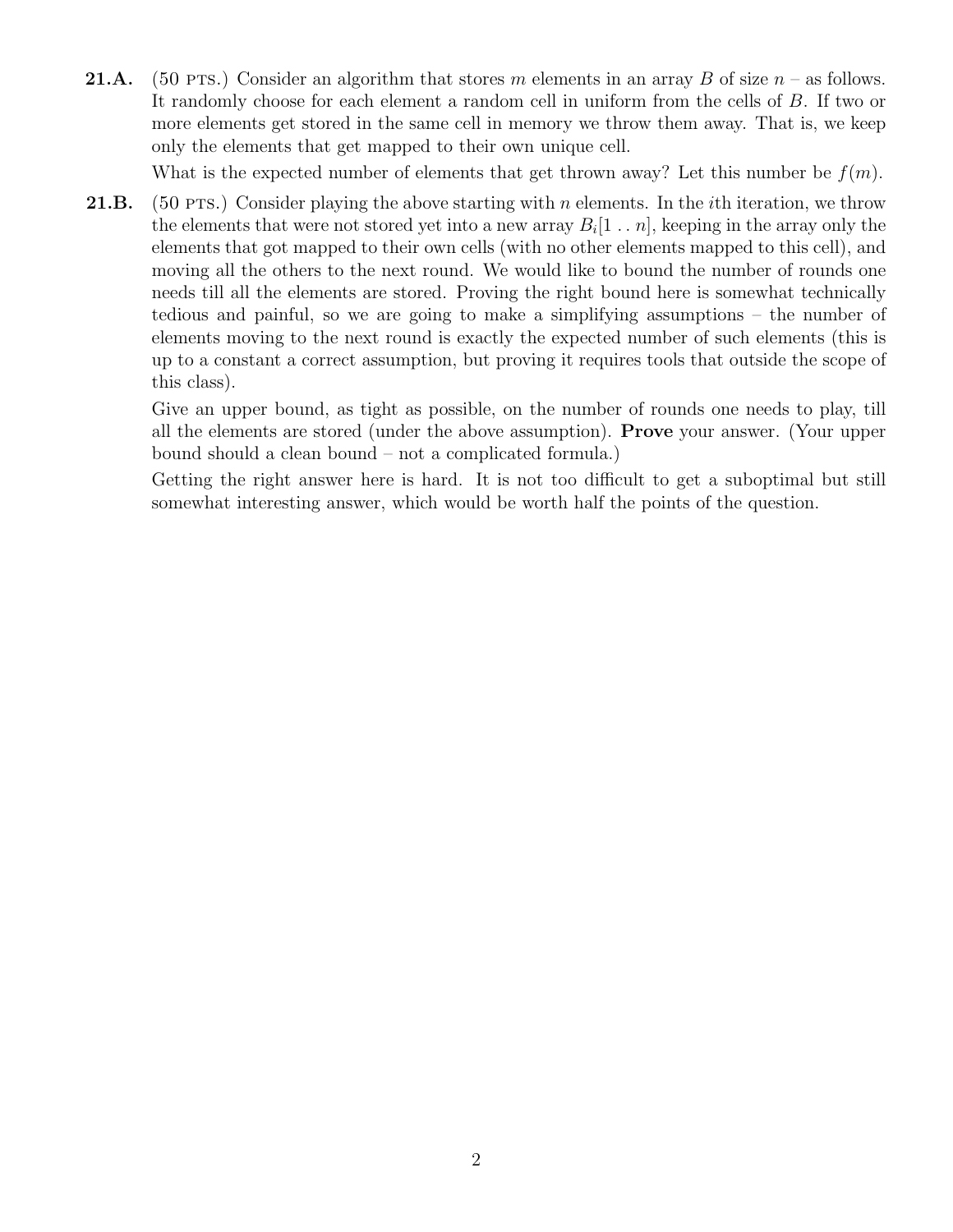**21.A.** (50 PTS.) Consider an algorithm that stores $m$ elements in an array $B$ of size $n$ – as follows. It randomly choose for each element a random cell in uniform from the cells of $B$. If two or more elements get stored in the same cell in memory we throw them away. That is, we keep only the elements that get mapped to their own unique cell.

What is the expected number of elements that get thrown away? Let this number be $f(m)$.

**21.B.** (50 PTS.) Consider playing the above starting with $n$ elements. In the $i$th iteration, we throw the elements that were not stored yet into a new array $B_i[1 \mathinner{..} n]$, keeping in the array only the elements that got mapped to their own cells (with no other elements mapped to this cell), and moving all the others to the next round. We would like to bound the number of rounds one needs till all the elements are stored. Proving the right bound here is somewhat technically tedious and painful, so we are going to make a simplifying assumptions – the number of elements moving to the next round is exactly the expected number of such elements (this is up to a constant a correct assumption, but proving it requires tools that outside the scope of this class).

Give an upper bound, as tight as possible, on the number of rounds one needs to play, till all the elements are stored (under the above assumption). **Prove** your answer. (Your upper bound should a clean bound – not a complicated formula.)

Getting the right answer here is hard. It is not too difficult to get a suboptimal but still somewhat interesting answer, which would be worth half the points of the question.